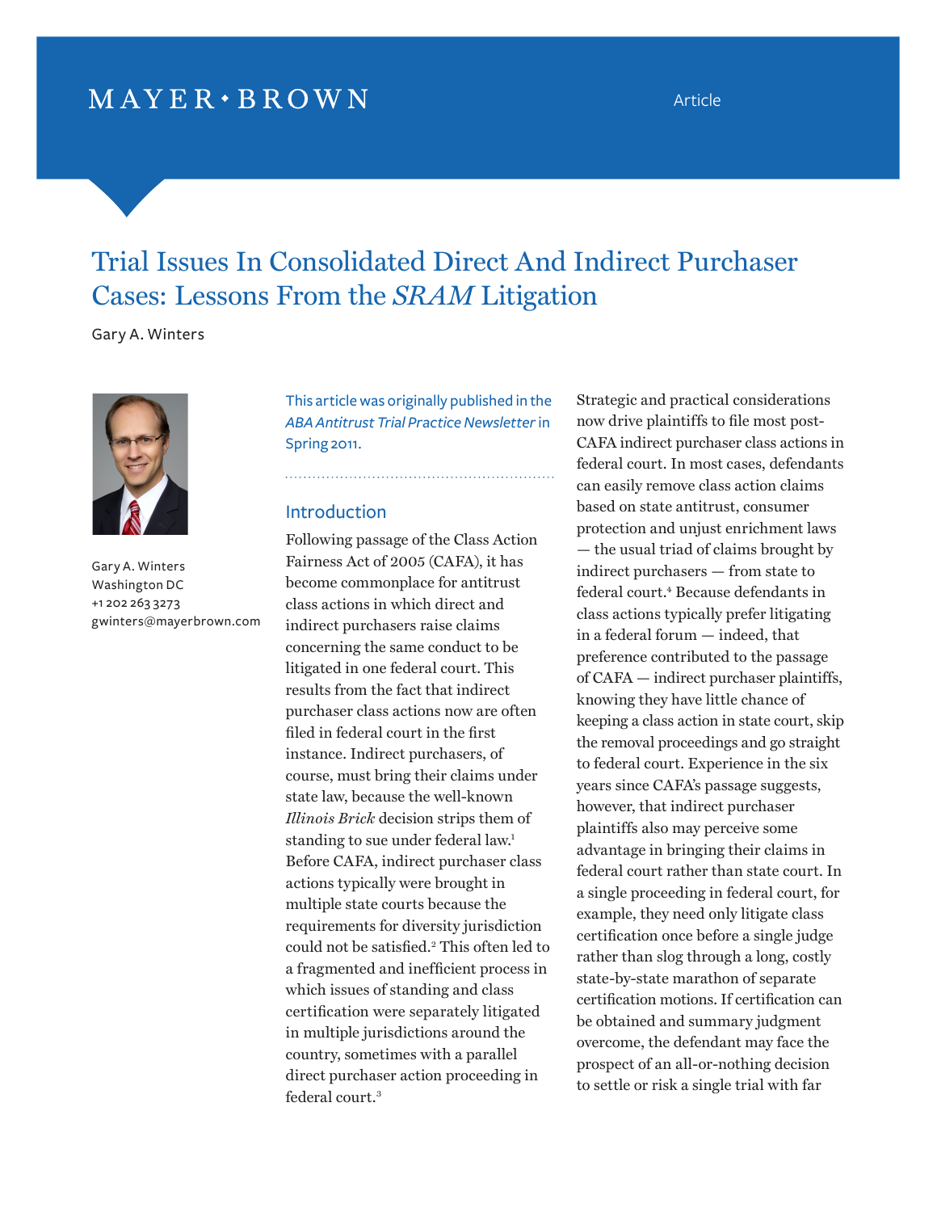MAYER • BROWN

Article

# Trial Issues In Consolidated Direct And Indirect Purchaser Cases: Lessons From the *SRAM* Litigation

Gary A. Winters

Gary A. Winters
Washington DC
+1 202 263 3273
gwinters@mayerbrown.com

This article was originally published in the *ABA Antitrust Trial Practice Newsletter* in Spring 2011.

## Introduction

Following passage of the Class Action Fairness Act of 2005 (CAFA), it has become commonplace for antitrust class actions in which direct and indirect purchasers raise claims concerning the same conduct to be litigated in one federal court. This results from the fact that indirect purchaser class actions now are often filed in federal court in the first instance. Indirect purchasers, of course, must bring their claims under state law, because the well-known *Illinois Brick* decision strips them of standing to sue under federal law.[1] Before CAFA, indirect purchaser class actions typically were brought in multiple state courts because the requirements for diversity jurisdiction could not be satisfied.[2] This often led to a fragmented and inefficient process in which issues of standing and class certification were separately litigated in multiple jurisdictions around the country, sometimes with a parallel direct purchaser action proceeding in federal court.[3]

Strategic and practical considerations now drive plaintiffs to file most post-CAFA indirect purchaser class actions in federal court. In most cases, defendants can easily remove class action claims based on state antitrust, consumer protection and unjust enrichment laws — the usual triad of claims brought by indirect purchasers — from state to federal court.[4] Because defendants in class actions typically prefer litigating in a federal forum — indeed, that preference contributed to the passage of CAFA — indirect purchaser plaintiffs, knowing they have little chance of keeping a class action in state court, skip the removal proceedings and go straight to federal court. Experience in the six years since CAFA's passage suggests, however, that indirect purchaser plaintiffs also may perceive some advantage in bringing their claims in federal court rather than state court. In a single proceeding in federal court, for example, they need only litigate class certification once before a single judge rather than slog through a long, costly state-by-state marathon of separate certification motions. If certification can be obtained and summary judgment overcome, the defendant may face the prospect of an all-or-nothing decision to settle or risk a single trial with far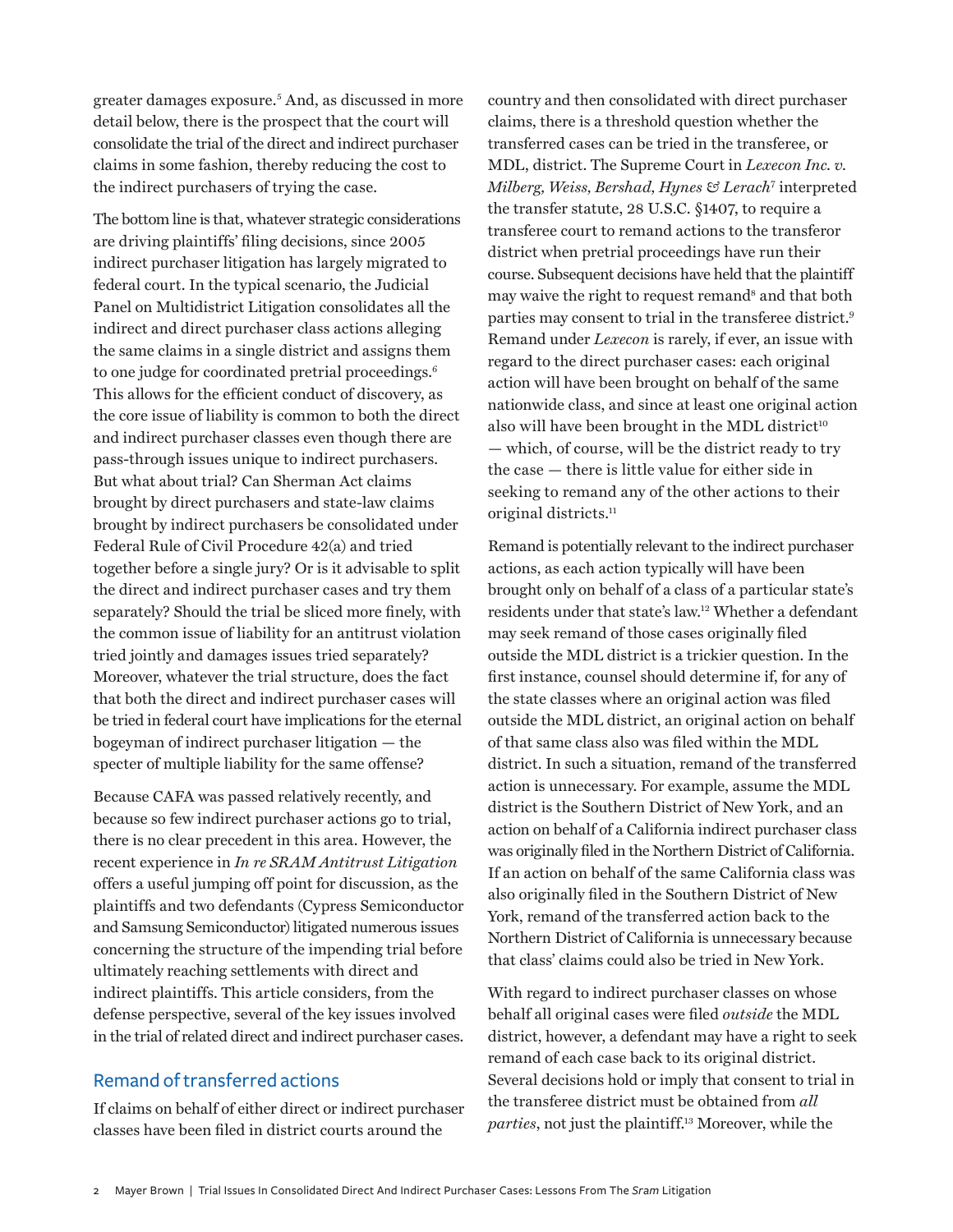greater damages exposure.[5] And, as discussed in more detail below, there is the prospect that the court will consolidate the trial of the direct and indirect purchaser claims in some fashion, thereby reducing the cost to the indirect purchasers of trying the case.

The bottom line is that, whatever strategic considerations are driving plaintiffs' filing decisions, since 2005 indirect purchaser litigation has largely migrated to federal court. In the typical scenario, the Judicial Panel on Multidistrict Litigation consolidates all the indirect and direct purchaser class actions alleging the same claims in a single district and assigns them to one judge for coordinated pretrial proceedings.[6] This allows for the efficient conduct of discovery, as the core issue of liability is common to both the direct and indirect purchaser classes even though there are pass-through issues unique to indirect purchasers. But what about trial? Can Sherman Act claims brought by direct purchasers and state-law claims brought by indirect purchasers be consolidated under Federal Rule of Civil Procedure 42(a) and tried together before a single jury? Or is it advisable to split the direct and indirect purchaser cases and try them separately? Should the trial be sliced more finely, with the common issue of liability for an antitrust violation tried jointly and damages issues tried separately? Moreover, whatever the trial structure, does the fact that both the direct and indirect purchaser cases will be tried in federal court have implications for the eternal bogeyman of indirect purchaser litigation — the specter of multiple liability for the same offense?

Because CAFA was passed relatively recently, and because so few indirect purchaser actions go to trial, there is no clear precedent in this area. However, the recent experience in *In re SRAM Antitrust Litigation* offers a useful jumping off point for discussion, as the plaintiffs and two defendants (Cypress Semiconductor and Samsung Semiconductor) litigated numerous issues concerning the structure of the impending trial before ultimately reaching settlements with direct and indirect plaintiffs. This article considers, from the defense perspective, several of the key issues involved in the trial of related direct and indirect purchaser cases.

## Remand of transferred actions

If claims on behalf of either direct or indirect purchaser classes have been filed in district courts around the country and then consolidated with direct purchaser claims, there is a threshold question whether the transferred cases can be tried in the transferee, or MDL, district. The Supreme Court in *Lexecon Inc. v. Milberg, Weiss, Bershad, Hynes & Lerach*[7] interpreted the transfer statute, 28 U.S.C. §1407, to require a transferee court to remand actions to the transferor district when pretrial proceedings have run their course. Subsequent decisions have held that the plaintiff may waive the right to request remand[8] and that both parties may consent to trial in the transferee district.[9] Remand under *Lexecon* is rarely, if ever, an issue with regard to the direct purchaser cases: each original action will have been brought on behalf of the same nationwide class, and since at least one original action also will have been brought in the MDL district[10] — which, of course, will be the district ready to try the case — there is little value for either side in seeking to remand any of the other actions to their original districts.[11]

Remand is potentially relevant to the indirect purchaser actions, as each action typically will have been brought only on behalf of a class of a particular state's residents under that state's law.[12] Whether a defendant may seek remand of those cases originally filed outside the MDL district is a trickier question. In the first instance, counsel should determine if, for any of the state classes where an original action was filed outside the MDL district, an original action on behalf of that same class also was filed within the MDL district. In such a situation, remand of the transferred action is unnecessary. For example, assume the MDL district is the Southern District of New York, and an action on behalf of a California indirect purchaser class was originally filed in the Northern District of California. If an action on behalf of the same California class was also originally filed in the Southern District of New York, remand of the transferred action back to the Northern District of California is unnecessary because that class' claims could also be tried in New York.

With regard to indirect purchaser classes on whose behalf all original cases were filed *outside* the MDL district, however, a defendant may have a right to seek remand of each case back to its original district. Several decisions hold or imply that consent to trial in the transferee district must be obtained from *all parties*, not just the plaintiff.[13] Moreover, while the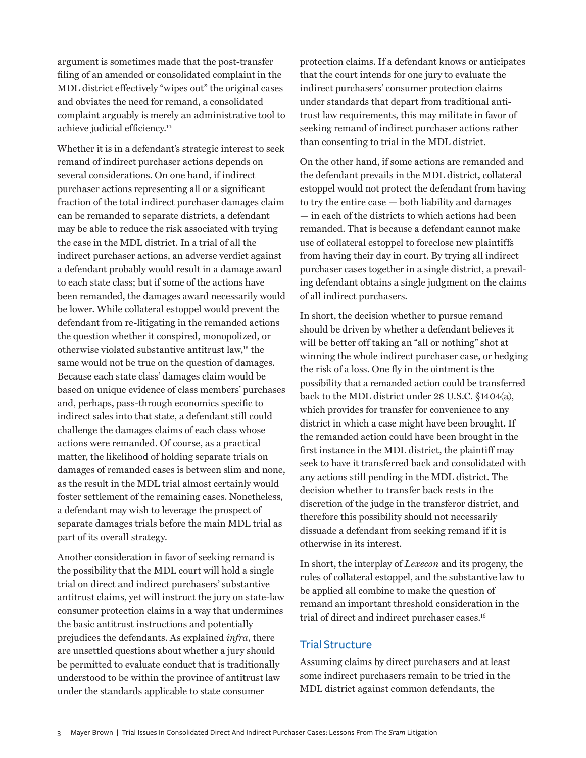argument is sometimes made that the post-transfer filing of an amended or consolidated complaint in the MDL district effectively "wipes out" the original cases and obviates the need for remand, a consolidated complaint arguably is merely an administrative tool to achieve judicial efficiency.[14]

Whether it is in a defendant's strategic interest to seek remand of indirect purchaser actions depends on several considerations. On one hand, if indirect purchaser actions representing all or a significant fraction of the total indirect purchaser damages claim can be remanded to separate districts, a defendant may be able to reduce the risk associated with trying the case in the MDL district. In a trial of all the indirect purchaser actions, an adverse verdict against a defendant probably would result in a damage award to each state class; but if some of the actions have been remanded, the damages award necessarily would be lower. While collateral estoppel would prevent the defendant from re-litigating in the remanded actions the question whether it conspired, monopolized, or otherwise violated substantive antitrust law,[15] the same would not be true on the question of damages. Because each state class' damages claim would be based on unique evidence of class members' purchases and, perhaps, pass-through economics specific to indirect sales into that state, a defendant still could challenge the damages claims of each class whose actions were remanded. Of course, as a practical matter, the likelihood of holding separate trials on damages of remanded cases is between slim and none, as the result in the MDL trial almost certainly would foster settlement of the remaining cases. Nonetheless, a defendant may wish to leverage the prospect of separate damages trials before the main MDL trial as part of its overall strategy.

Another consideration in favor of seeking remand is the possibility that the MDL court will hold a single trial on direct and indirect purchasers' substantive antitrust claims, yet will instruct the jury on state-law consumer protection claims in a way that undermines the basic antitrust instructions and potentially prejudices the defendants. As explained *infra*, there are unsettled questions about whether a jury should be permitted to evaluate conduct that is traditionally understood to be within the province of antitrust law under the standards applicable to state consumer protection claims. If a defendant knows or anticipates that the court intends for one jury to evaluate the indirect purchasers' consumer protection claims under standards that depart from traditional antitrust law requirements, this may militate in favor of seeking remand of indirect purchaser actions rather than consenting to trial in the MDL district.

On the other hand, if some actions are remanded and the defendant prevails in the MDL district, collateral estoppel would not protect the defendant from having to try the entire case — both liability and damages — in each of the districts to which actions had been remanded. That is because a defendant cannot make use of collateral estoppel to foreclose new plaintiffs from having their day in court. By trying all indirect purchaser cases together in a single district, a prevailing defendant obtains a single judgment on the claims of all indirect purchasers.

In short, the decision whether to pursue remand should be driven by whether a defendant believes it will be better off taking an "all or nothing" shot at winning the whole indirect purchaser case, or hedging the risk of a loss. One fly in the ointment is the possibility that a remanded action could be transferred back to the MDL district under 28 U.S.C. §1404(a), which provides for transfer for convenience to any district in which a case might have been brought. If the remanded action could have been brought in the first instance in the MDL district, the plaintiff may seek to have it transferred back and consolidated with any actions still pending in the MDL district. The decision whether to transfer back rests in the discretion of the judge in the transferor district, and therefore this possibility should not necessarily dissuade a defendant from seeking remand if it is otherwise in its interest.

In short, the interplay of *Lexecon* and its progeny, the rules of collateral estoppel, and the substantive law to be applied all combine to make the question of remand an important threshold consideration in the trial of direct and indirect purchaser cases.[16]

## Trial Structure

Assuming claims by direct purchasers and at least some indirect purchasers remain to be tried in the MDL district against common defendants, the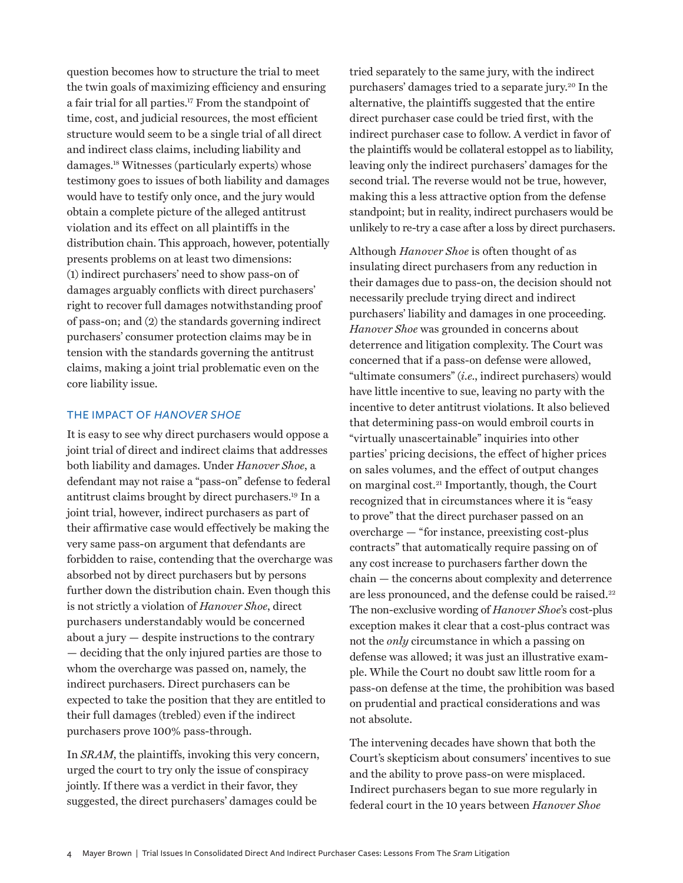question becomes how to structure the trial to meet the twin goals of maximizing efficiency and ensuring a fair trial for all parties.[17] From the standpoint of time, cost, and judicial resources, the most efficient structure would seem to be a single trial of all direct and indirect class claims, including liability and damages.[18] Witnesses (particularly experts) whose testimony goes to issues of both liability and damages would have to testify only once, and the jury would obtain a complete picture of the alleged antitrust violation and its effect on all plaintiffs in the distribution chain. This approach, however, potentially presents problems on at least two dimensions: (1) indirect purchasers' need to show pass-on of damages arguably conflicts with direct purchasers' right to recover full damages notwithstanding proof of pass-on; and (2) the standards governing indirect purchasers' consumer protection claims may be in tension with the standards governing the antitrust claims, making a joint trial problematic even on the core liability issue.

## THE IMPACT OF *HANOVER SHOE*

It is easy to see why direct purchasers would oppose a joint trial of direct and indirect claims that addresses both liability and damages. Under *Hanover Shoe*, a defendant may not raise a "pass-on" defense to federal antitrust claims brought by direct purchasers.[19] In a joint trial, however, indirect purchasers as part of their affirmative case would effectively be making the very same pass-on argument that defendants are forbidden to raise, contending that the overcharge was absorbed not by direct purchasers but by persons further down the distribution chain. Even though this is not strictly a violation of *Hanover Shoe*, direct purchasers understandably would be concerned about a jury — despite instructions to the contrary — deciding that the only injured parties are those to whom the overcharge was passed on, namely, the indirect purchasers. Direct purchasers can be expected to take the position that they are entitled to their full damages (trebled) even if the indirect purchasers prove 100% pass-through.

In *SRAM*, the plaintiffs, invoking this very concern, urged the court to try only the issue of conspiracy jointly. If there was a verdict in their favor, they suggested, the direct purchasers' damages could be tried separately to the same jury, with the indirect purchasers' damages tried to a separate jury.[20] In the alternative, the plaintiffs suggested that the entire direct purchaser case could be tried first, with the indirect purchaser case to follow. A verdict in favor of the plaintiffs would be collateral estoppel as to liability, leaving only the indirect purchasers' damages for the second trial. The reverse would not be true, however, making this a less attractive option from the defense standpoint; but in reality, indirect purchasers would be unlikely to re-try a case after a loss by direct purchasers.

Although *Hanover Shoe* is often thought of as insulating direct purchasers from any reduction in their damages due to pass-on, the decision should not necessarily preclude trying direct and indirect purchasers' liability and damages in one proceeding. *Hanover Shoe* was grounded in concerns about deterrence and litigation complexity. The Court was concerned that if a pass-on defense were allowed, "ultimate consumers" (*i.e.*, indirect purchasers) would have little incentive to sue, leaving no party with the incentive to deter antitrust violations. It also believed that determining pass-on would embroil courts in "virtually unascertainable" inquiries into other parties' pricing decisions, the effect of higher prices on sales volumes, and the effect of output changes on marginal cost.[21] Importantly, though, the Court recognized that in circumstances where it is "easy to prove" that the direct purchaser passed on an overcharge — "for instance, preexisting cost-plus contracts" that automatically require passing on of any cost increase to purchasers farther down the chain — the concerns about complexity and deterrence are less pronounced, and the defense could be raised.[22] The non-exclusive wording of *Hanover Shoe*'s cost-plus exception makes it clear that a cost-plus contract was not the *only* circumstance in which a passing on defense was allowed; it was just an illustrative example. While the Court no doubt saw little room for a pass-on defense at the time, the prohibition was based on prudential and practical considerations and was not absolute.

The intervening decades have shown that both the Court's skepticism about consumers' incentives to sue and the ability to prove pass-on were misplaced. Indirect purchasers began to sue more regularly in federal court in the 10 years between *Hanover Shoe*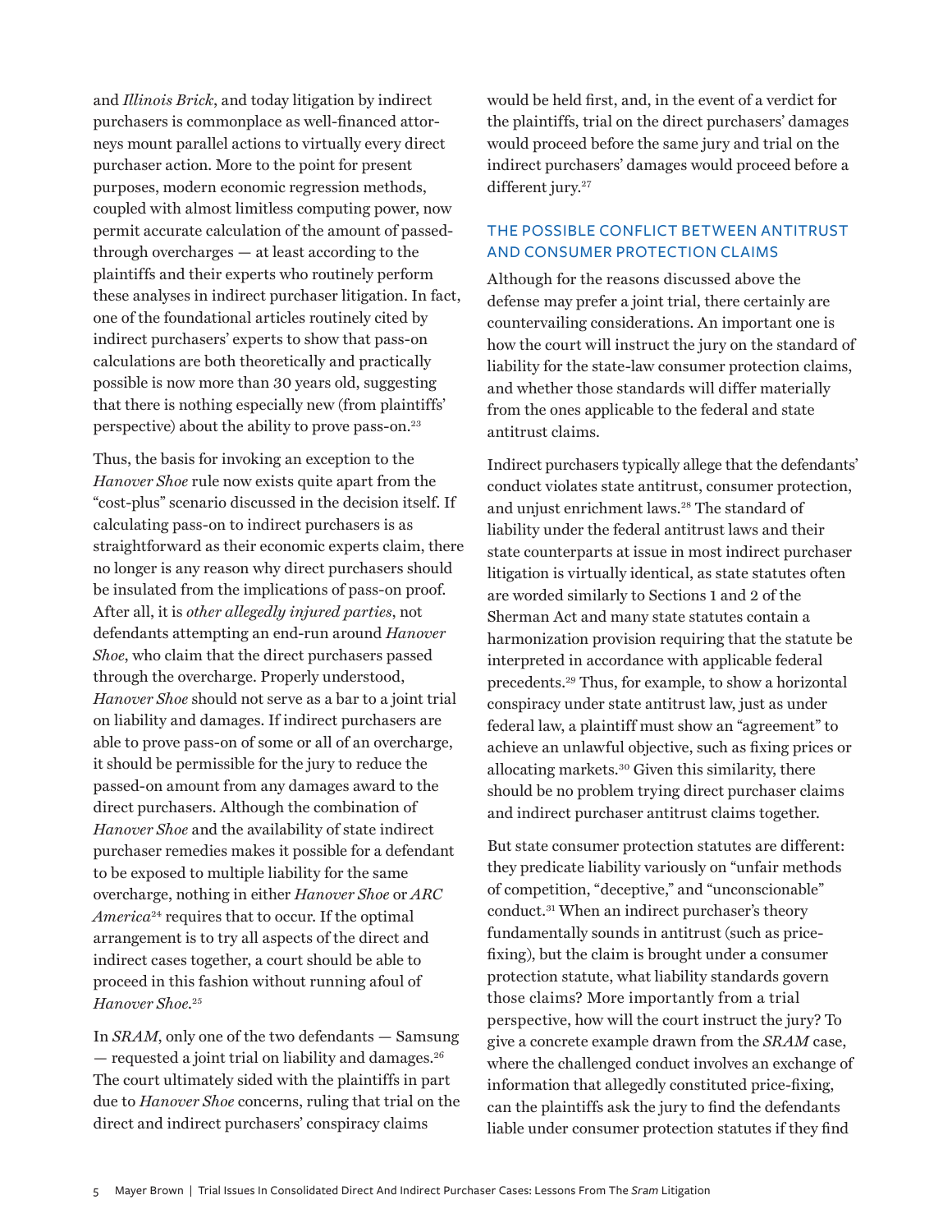and *Illinois Brick*, and today litigation by indirect purchasers is commonplace as well-financed attorneys mount parallel actions to virtually every direct purchaser action. More to the point for present purposes, modern economic regression methods, coupled with almost limitless computing power, now permit accurate calculation of the amount of passed-through overcharges — at least according to the plaintiffs and their experts who routinely perform these analyses in indirect purchaser litigation. In fact, one of the foundational articles routinely cited by indirect purchasers' experts to show that pass-on calculations are both theoretically and practically possible is now more than 30 years old, suggesting that there is nothing especially new (from plaintiffs' perspective) about the ability to prove pass-on.[23]

Thus, the basis for invoking an exception to the *Hanover Shoe* rule now exists quite apart from the "cost-plus" scenario discussed in the decision itself. If calculating pass-on to indirect purchasers is as straightforward as their economic experts claim, there no longer is any reason why direct purchasers should be insulated from the implications of pass-on proof. After all, it is *other allegedly injured parties*, not defendants attempting an end-run around *Hanover Shoe*, who claim that the direct purchasers passed through the overcharge. Properly understood, *Hanover Shoe* should not serve as a bar to a joint trial on liability and damages. If indirect purchasers are able to prove pass-on of some or all of an overcharge, it should be permissible for the jury to reduce the passed-on amount from any damages award to the direct purchasers. Although the combination of *Hanover Shoe* and the availability of state indirect purchaser remedies makes it possible for a defendant to be exposed to multiple liability for the same overcharge, nothing in either *Hanover Shoe* or *ARC America*[24] requires that to occur. If the optimal arrangement is to try all aspects of the direct and indirect cases together, a court should be able to proceed in this fashion without running afoul of *Hanover Shoe*.[25]

In *SRAM*, only one of the two defendants — Samsung — requested a joint trial on liability and damages.[26] The court ultimately sided with the plaintiffs in part due to *Hanover Shoe* concerns, ruling that trial on the direct and indirect purchasers' conspiracy claims would be held first, and, in the event of a verdict for the plaintiffs, trial on the direct purchasers' damages would proceed before the same jury and trial on the indirect purchasers' damages would proceed before a different jury.[27]

## THE POSSIBLE CONFLICT BETWEEN ANTITRUST AND CONSUMER PROTECTION CLAIMS

Although for the reasons discussed above the defense may prefer a joint trial, there certainly are countervailing considerations. An important one is how the court will instruct the jury on the standard of liability for the state-law consumer protection claims, and whether those standards will differ materially from the ones applicable to the federal and state antitrust claims.

Indirect purchasers typically allege that the defendants' conduct violates state antitrust, consumer protection, and unjust enrichment laws.[28] The standard of liability under the federal antitrust laws and their state counterparts at issue in most indirect purchaser litigation is virtually identical, as state statutes often are worded similarly to Sections 1 and 2 of the Sherman Act and many state statutes contain a harmonization provision requiring that the statute be interpreted in accordance with applicable federal precedents.[29] Thus, for example, to show a horizontal conspiracy under state antitrust law, just as under federal law, a plaintiff must show an "agreement" to achieve an unlawful objective, such as fixing prices or allocating markets.[30] Given this similarity, there should be no problem trying direct purchaser claims and indirect purchaser antitrust claims together.

But state consumer protection statutes are different: they predicate liability variously on "unfair methods of competition, "deceptive," and "unconscionable" conduct.[31] When an indirect purchaser's theory fundamentally sounds in antitrust (such as price-fixing), but the claim is brought under a consumer protection statute, what liability standards govern those claims? More importantly from a trial perspective, how will the court instruct the jury? To give a concrete example drawn from the *SRAM* case, where the challenged conduct involves an exchange of information that allegedly constituted price-fixing, can the plaintiffs ask the jury to find the defendants liable under consumer protection statutes if they find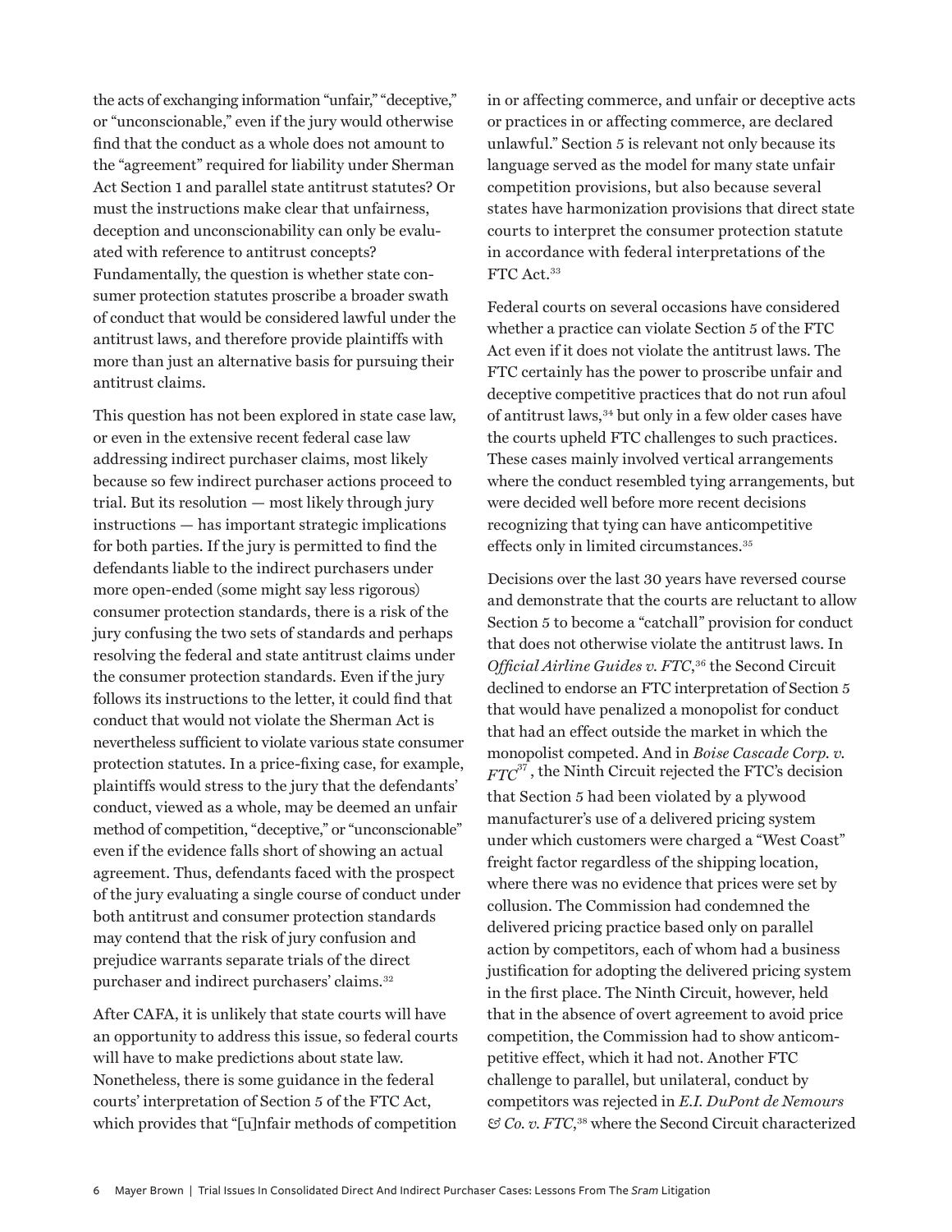the acts of exchanging information "unfair," "deceptive," or "unconscionable," even if the jury would otherwise find that the conduct as a whole does not amount to the "agreement" required for liability under Sherman Act Section 1 and parallel state antitrust statutes? Or must the instructions make clear that unfairness, deception and unconscionability can only be evaluated with reference to antitrust concepts? Fundamentally, the question is whether state consumer protection statutes proscribe a broader swath of conduct that would be considered lawful under the antitrust laws, and therefore provide plaintiffs with more than just an alternative basis for pursuing their antitrust claims.

This question has not been explored in state case law, or even in the extensive recent federal case law addressing indirect purchaser claims, most likely because so few indirect purchaser actions proceed to trial. But its resolution — most likely through jury instructions — has important strategic implications for both parties. If the jury is permitted to find the defendants liable to the indirect purchasers under more open-ended (some might say less rigorous) consumer protection standards, there is a risk of the jury confusing the two sets of standards and perhaps resolving the federal and state antitrust claims under the consumer protection standards. Even if the jury follows its instructions to the letter, it could find that conduct that would not violate the Sherman Act is nevertheless sufficient to violate various state consumer protection statutes. In a price-fixing case, for example, plaintiffs would stress to the jury that the defendants' conduct, viewed as a whole, may be deemed an unfair method of competition, "deceptive," or "unconscionable" even if the evidence falls short of showing an actual agreement. Thus, defendants faced with the prospect of the jury evaluating a single course of conduct under both antitrust and consumer protection standards may contend that the risk of jury confusion and prejudice warrants separate trials of the direct purchaser and indirect purchasers' claims.[32]

After CAFA, it is unlikely that state courts will have an opportunity to address this issue, so federal courts will have to make predictions about state law. Nonetheless, there is some guidance in the federal courts' interpretation of Section 5 of the FTC Act, which provides that "[u]nfair methods of competition in or affecting commerce, and unfair or deceptive acts or practices in or affecting commerce, are declared unlawful." Section 5 is relevant not only because its language served as the model for many state unfair competition provisions, but also because several states have harmonization provisions that direct state courts to interpret the consumer protection statute in accordance with federal interpretations of the FTC Act.[33]

Federal courts on several occasions have considered whether a practice can violate Section 5 of the FTC Act even if it does not violate the antitrust laws. The FTC certainly has the power to proscribe unfair and deceptive competitive practices that do not run afoul of antitrust laws,[34] but only in a few older cases have the courts upheld FTC challenges to such practices. These cases mainly involved vertical arrangements where the conduct resembled tying arrangements, but were decided well before more recent decisions recognizing that tying can have anticompetitive effects only in limited circumstances.[35]

Decisions over the last 30 years have reversed course and demonstrate that the courts are reluctant to allow Section 5 to become a "catchall" provision for conduct that does not otherwise violate the antitrust laws. In *Official Airline Guides v. FTC*,[36] the Second Circuit declined to endorse an FTC interpretation of Section 5 that would have penalized a monopolist for conduct that had an effect outside the market in which the monopolist competed. And in *Boise Cascade Corp. v. FTC*[37], the Ninth Circuit rejected the FTC's decision that Section 5 had been violated by a plywood manufacturer's use of a delivered pricing system under which customers were charged a "West Coast" freight factor regardless of the shipping location, where there was no evidence that prices were set by collusion. The Commission had condemned the delivered pricing practice based only on parallel action by competitors, each of whom had a business justification for adopting the delivered pricing system in the first place. The Ninth Circuit, however, held that in the absence of overt agreement to avoid price competition, the Commission had to show anticompetitive effect, which it had not. Another FTC challenge to parallel, but unilateral, conduct by competitors was rejected in *E.I. DuPont de Nemours & Co. v. FTC*,[38] where the Second Circuit characterized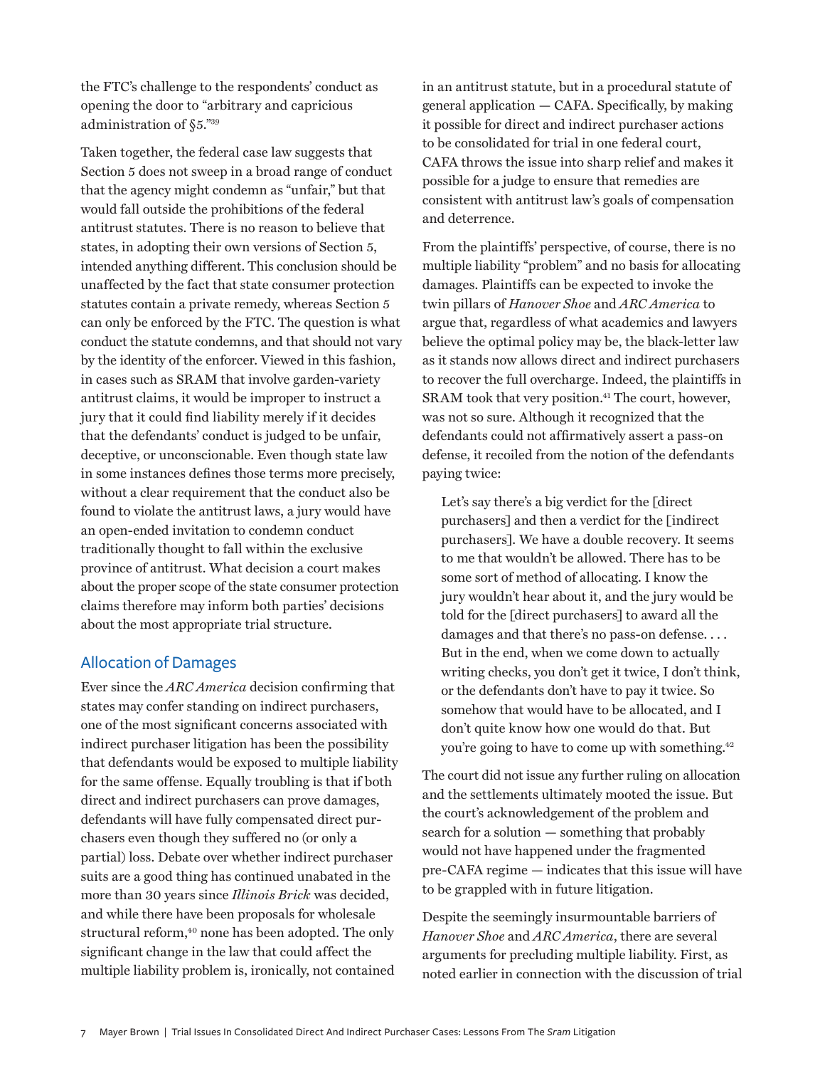the FTC's challenge to the respondents' conduct as opening the door to "arbitrary and capricious administration of §5."[39]

Taken together, the federal case law suggests that Section 5 does not sweep in a broad range of conduct that the agency might condemn as "unfair," but that would fall outside the prohibitions of the federal antitrust statutes. There is no reason to believe that states, in adopting their own versions of Section 5, intended anything different. This conclusion should be unaffected by the fact that state consumer protection statutes contain a private remedy, whereas Section 5 can only be enforced by the FTC. The question is what conduct the statute condemns, and that should not vary by the identity of the enforcer. Viewed in this fashion, in cases such as SRAM that involve garden-variety antitrust claims, it would be improper to instruct a jury that it could find liability merely if it decides that the defendants' conduct is judged to be unfair, deceptive, or unconscionable. Even though state law in some instances defines those terms more precisely, without a clear requirement that the conduct also be found to violate the antitrust laws, a jury would have an open-ended invitation to condemn conduct traditionally thought to fall within the exclusive province of antitrust. What decision a court makes about the proper scope of the state consumer protection claims therefore may inform both parties' decisions about the most appropriate trial structure.

## Allocation of Damages

Ever since the *ARC America* decision confirming that states may confer standing on indirect purchasers, one of the most significant concerns associated with indirect purchaser litigation has been the possibility that defendants would be exposed to multiple liability for the same offense. Equally troubling is that if both direct and indirect purchasers can prove damages, defendants will have fully compensated direct purchasers even though they suffered no (or only a partial) loss. Debate over whether indirect purchaser suits are a good thing has continued unabated in the more than 30 years since *Illinois Brick* was decided, and while there have been proposals for wholesale structural reform,[40] none has been adopted. The only significant change in the law that could affect the multiple liability problem is, ironically, not contained in an antitrust statute, but in a procedural statute of general application — CAFA. Specifically, by making it possible for direct and indirect purchaser actions to be consolidated for trial in one federal court, CAFA throws the issue into sharp relief and makes it possible for a judge to ensure that remedies are consistent with antitrust law's goals of compensation and deterrence.

From the plaintiffs' perspective, of course, there is no multiple liability "problem" and no basis for allocating damages. Plaintiffs can be expected to invoke the twin pillars of *Hanover Shoe* and *ARC America* to argue that, regardless of what academics and lawyers believe the optimal policy may be, the black-letter law as it stands now allows direct and indirect purchasers to recover the full overcharge. Indeed, the plaintiffs in SRAM took that very position.[41] The court, however, was not so sure. Although it recognized that the defendants could not affirmatively assert a pass-on defense, it recoiled from the notion of the defendants paying twice:

> Let's say there's a big verdict for the [direct purchasers] and then a verdict for the [indirect purchasers]. We have a double recovery. It seems to me that wouldn't be allowed. There has to be some sort of method of allocating. I know the jury wouldn't hear about it, and the jury would be told for the [direct purchasers] to award all the damages and that there's no pass-on defense. . . . But in the end, when we come down to actually writing checks, you don't get it twice, I don't think, or the defendants don't have to pay it twice. So somehow that would have to be allocated, and I don't quite know how one would do that. But you're going to have to come up with something.[42]

The court did not issue any further ruling on allocation and the settlements ultimately mooted the issue. But the court's acknowledgement of the problem and search for a solution — something that probably would not have happened under the fragmented pre-CAFA regime — indicates that this issue will have to be grappled with in future litigation.

Despite the seemingly insurmountable barriers of *Hanover Shoe* and *ARC America*, there are several arguments for precluding multiple liability. First, as noted earlier in connection with the discussion of trial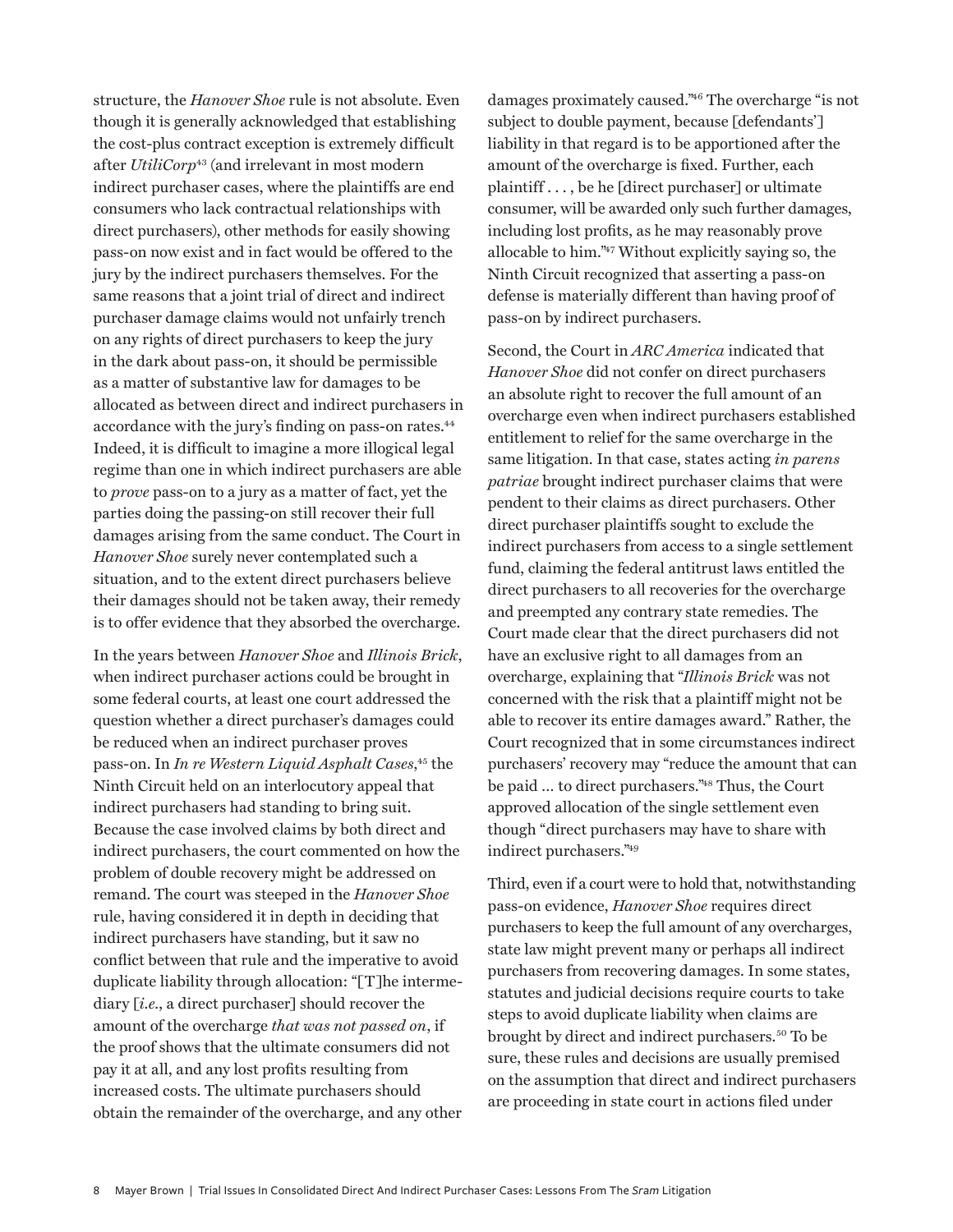structure, the *Hanover Shoe* rule is not absolute. Even though it is generally acknowledged that establishing the cost-plus contract exception is extremely difficult after *UtiliCorp*[43] (and irrelevant in most modern indirect purchaser cases, where the plaintiffs are end consumers who lack contractual relationships with direct purchasers), other methods for easily showing pass-on now exist and in fact would be offered to the jury by the indirect purchasers themselves. For the same reasons that a joint trial of direct and indirect purchaser damage claims would not unfairly trench on any rights of direct purchasers to keep the jury in the dark about pass-on, it should be permissible as a matter of substantive law for damages to be allocated as between direct and indirect purchasers in accordance with the jury's finding on pass-on rates.[44] Indeed, it is difficult to imagine a more illogical legal regime than one in which indirect purchasers are able to *prove* pass-on to a jury as a matter of fact, yet the parties doing the passing-on still recover their full damages arising from the same conduct. The Court in *Hanover Shoe* surely never contemplated such a situation, and to the extent direct purchasers believe their damages should not be taken away, their remedy is to offer evidence that they absorbed the overcharge.

In the years between *Hanover Shoe* and *Illinois Brick*, when indirect purchaser actions could be brought in some federal courts, at least one court addressed the question whether a direct purchaser's damages could be reduced when an indirect purchaser proves pass-on. In *In re Western Liquid Asphalt Cases*,[45] the Ninth Circuit held on an interlocutory appeal that indirect purchasers had standing to bring suit. Because the case involved claims by both direct and indirect purchasers, the court commented on how the problem of double recovery might be addressed on remand. The court was steeped in the *Hanover Shoe* rule, having considered it in depth in deciding that indirect purchasers have standing, but it saw no conflict between that rule and the imperative to avoid duplicate liability through allocation: "[T]he intermediary [*i.e.*, a direct purchaser] should recover the amount of the overcharge *that was not passed on*, if the proof shows that the ultimate consumers did not pay it at all, and any lost profits resulting from increased costs. The ultimate purchasers should obtain the remainder of the overcharge, and any other damages proximately caused."[46] The overcharge "is not subject to double payment, because [defendants'] liability in that regard is to be apportioned after the amount of the overcharge is fixed. Further, each plaintiff . . . , be he [direct purchaser] or ultimate consumer, will be awarded only such further damages, including lost profits, as he may reasonably prove allocable to him."[47] Without explicitly saying so, the Ninth Circuit recognized that asserting a pass-on defense is materially different than having proof of pass-on by indirect purchasers.

Second, the Court in *ARC America* indicated that *Hanover Shoe* did not confer on direct purchasers an absolute right to recover the full amount of an overcharge even when indirect purchasers established entitlement to relief for the same overcharge in the same litigation. In that case, states acting *in parens patriae* brought indirect purchaser claims that were pendent to their claims as direct purchasers. Other direct purchaser plaintiffs sought to exclude the indirect purchasers from access to a single settlement fund, claiming the federal antitrust laws entitled the direct purchasers to all recoveries for the overcharge and preempted any contrary state remedies. The Court made clear that the direct purchasers did not have an exclusive right to all damages from an overcharge, explaining that "*Illinois Brick* was not concerned with the risk that a plaintiff might not be able to recover its entire damages award." Rather, the Court recognized that in some circumstances indirect purchasers' recovery may "reduce the amount that can be paid ... to direct purchasers."[48] Thus, the Court approved allocation of the single settlement even though "direct purchasers may have to share with indirect purchasers."[49]

Third, even if a court were to hold that, notwithstanding pass-on evidence, *Hanover Shoe* requires direct purchasers to keep the full amount of any overcharges, state law might prevent many or perhaps all indirect purchasers from recovering damages. In some states, statutes and judicial decisions require courts to take steps to avoid duplicate liability when claims are brought by direct and indirect purchasers.[50] To be sure, these rules and decisions are usually premised on the assumption that direct and indirect purchasers are proceeding in state court in actions filed under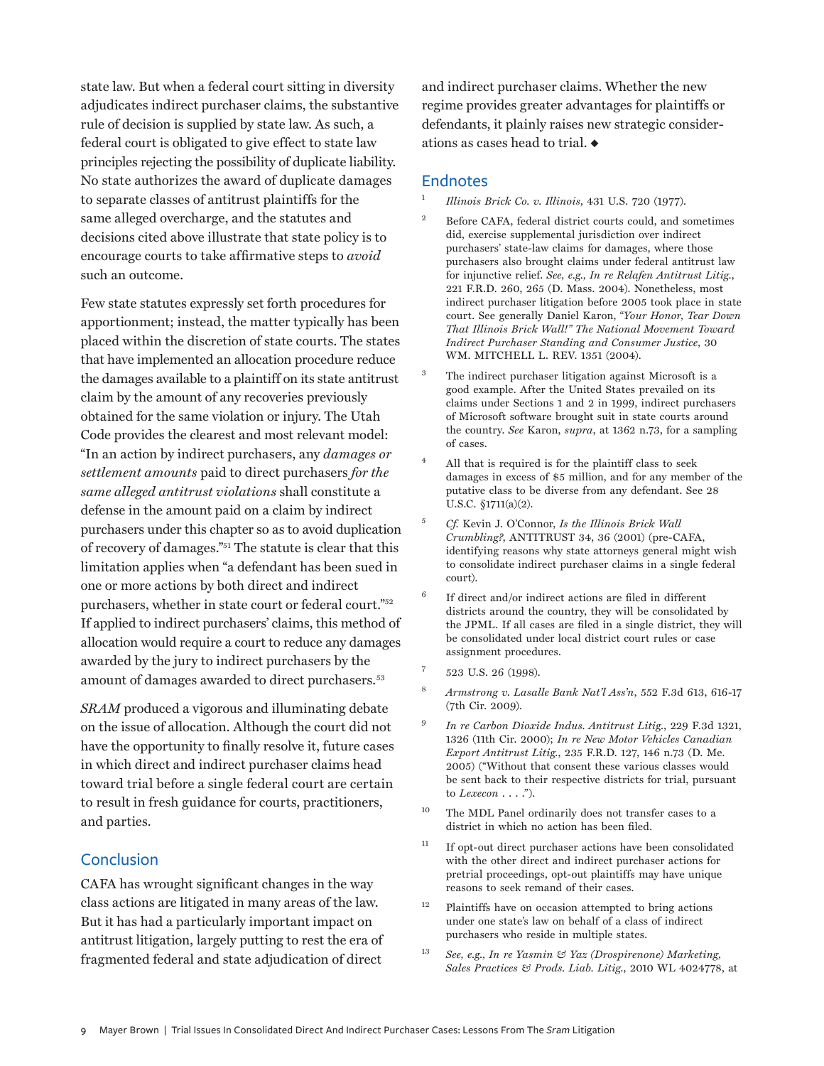state law. But when a federal court sitting in diversity adjudicates indirect purchaser claims, the substantive rule of decision is supplied by state law. As such, a federal court is obligated to give effect to state law principles rejecting the possibility of duplicate liability. No state authorizes the award of duplicate damages to separate classes of antitrust plaintiffs for the same alleged overcharge, and the statutes and decisions cited above illustrate that state policy is to encourage courts to take affirmative steps to *avoid* such an outcome.

Few state statutes expressly set forth procedures for apportionment; instead, the matter typically has been placed within the discretion of state courts. The states that have implemented an allocation procedure reduce the damages available to a plaintiff on its state antitrust claim by the amount of any recoveries previously obtained for the same violation or injury. The Utah Code provides the clearest and most relevant model: "In an action by indirect purchasers, any *damages or settlement amounts* paid to direct purchasers *for the same alleged antitrust violations* shall constitute a defense in the amount paid on a claim by indirect purchasers under this chapter so as to avoid duplication of recovery of damages."[51] The statute is clear that this limitation applies when "a defendant has been sued in one or more actions by both direct and indirect purchasers, whether in state court or federal court."[52] If applied to indirect purchasers' claims, this method of allocation would require a court to reduce any damages awarded by the jury to indirect purchasers by the amount of damages awarded to direct purchasers.[53]

*SRAM* produced a vigorous and illuminating debate on the issue of allocation. Although the court did not have the opportunity to finally resolve it, future cases in which direct and indirect purchaser claims head toward trial before a single federal court are certain to result in fresh guidance for courts, practitioners, and parties.

## Conclusion

CAFA has wrought significant changes in the way class actions are litigated in many areas of the law. But it has had a particularly important impact on antitrust litigation, largely putting to rest the era of fragmented federal and state adjudication of direct and indirect purchaser claims. Whether the new regime provides greater advantages for plaintiffs or defendants, it plainly raises new strategic considerations as cases head to trial. ◆

## Endnotes

1. *Illinois Brick Co. v. Illinois*, 431 U.S. 720 (1977).

2. Before CAFA, federal district courts could, and sometimes did, exercise supplemental jurisdiction over indirect purchasers' state-law claims for damages, where those purchasers also brought claims under federal antitrust law for injunctive relief. *See, e.g., In re Relafen Antitrust Litig.*, 221 F.R.D. 260, 265 (D. Mass. 2004). Nonetheless, most indirect purchaser litigation before 2005 took place in state court. See generally Daniel Karon, "*Your Honor, Tear Down That Illinois Brick Wall!" The National Movement Toward Indirect Purchaser Standing and Consumer Justice*, 30 WM. MITCHELL L. REV. 1351 (2004).

3. The indirect purchaser litigation against Microsoft is a good example. After the United States prevailed on its claims under Sections 1 and 2 in 1999, indirect purchasers of Microsoft software brought suit in state courts around the country. *See* Karon, *supra*, at 1362 n.73, for a sampling of cases.

4. All that is required is for the plaintiff class to seek damages in excess of $5 million, and for any member of the putative class to be diverse from any defendant. See 28 U.S.C. §1711(a)(2).

5. *Cf.* Kevin J. O'Connor, *Is the Illinois Brick Wall Crumbling?*, ANTITRUST 34, 36 (2001) (pre-CAFA, identifying reasons why state attorneys general might wish to consolidate indirect purchaser claims in a single federal court).

6. If direct and/or indirect actions are filed in different districts around the country, they will be consolidated by the JPML. If all cases are filed in a single district, they will be consolidated under local district court rules or case assignment procedures.

7. 523 U.S. 26 (1998).

8. *Armstrong v. Lasalle Bank Nat'l Ass'n*, 552 F.3d 613, 616-17 (7th Cir. 2009).

9. *In re Carbon Dioxide Indus. Antitrust Litig.*, 229 F.3d 1321, 1326 (11th Cir. 2000); *In re New Motor Vehicles Canadian Export Antitrust Litig.*, 235 F.R.D. 127, 146 n.73 (D. Me. 2005) ("Without that consent these various classes would be sent back to their respective districts for trial, pursuant to *Lexecon* . . . .").

10. The MDL Panel ordinarily does not transfer cases to a district in which no action has been filed.

11. If opt-out direct purchaser actions have been consolidated with the other direct and indirect purchaser actions for pretrial proceedings, opt-out plaintiffs may have unique reasons to seek remand of their cases.

12. Plaintiffs have on occasion attempted to bring actions under one state's law on behalf of a class of indirect purchasers who reside in multiple states.

13. *See, e.g., In re Yasmin & Yaz (Drospirenone) Marketing, Sales Practices & Prods. Liab. Litig.*, 2010 WL 4024778, at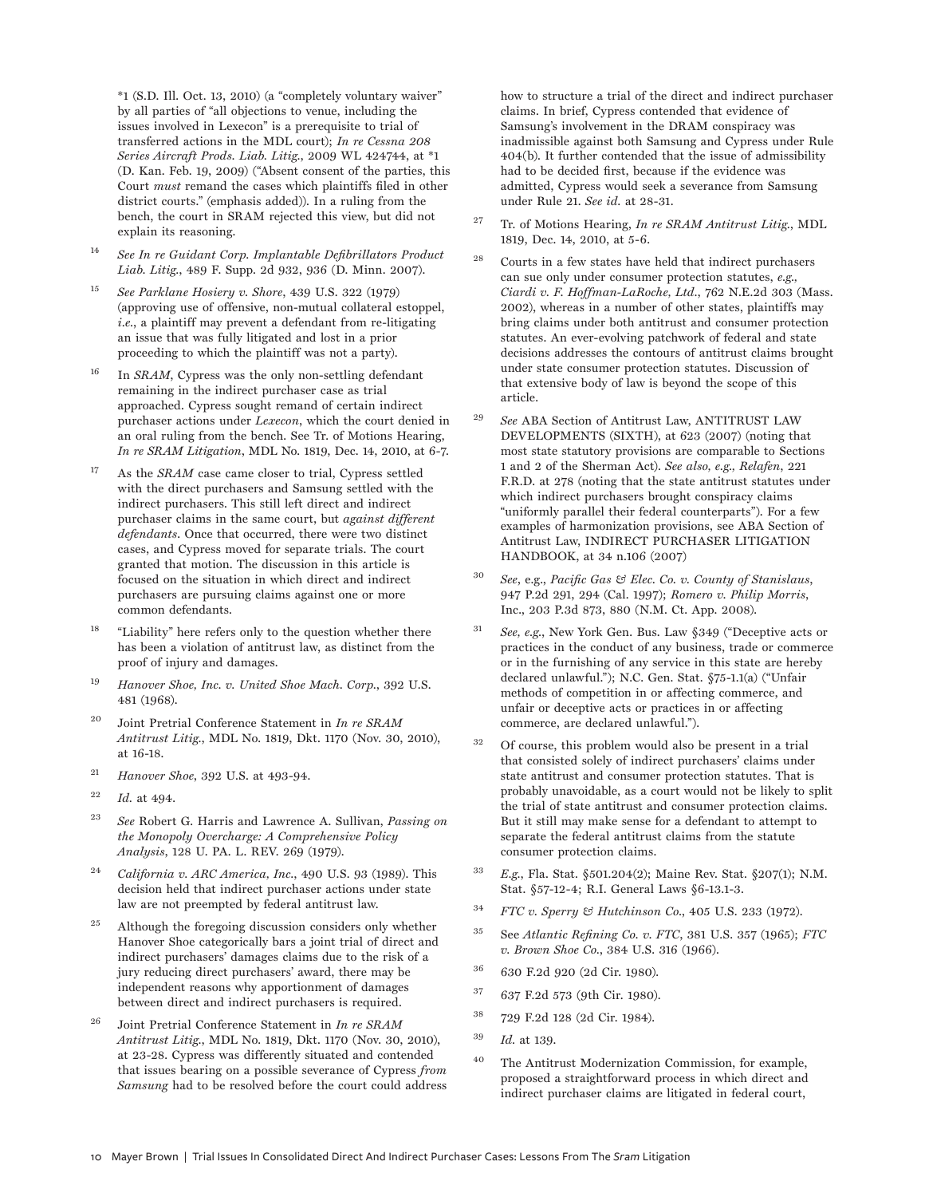*1 (S.D. Ill. Oct. 13, 2010) (a "completely voluntary waiver" by all parties of "all objections to venue, including the issues involved in Lexecon" is a prerequisite to trial of transferred actions in the MDL court); *In re Cessna 208 Series Aircraft Prods. Liab. Litig.*, 2009 WL 424744, at *1 (D. Kan. Feb. 19, 2009) ("Absent consent of the parties, this Court *must* remand the cases which plaintiffs filed in other district courts." (emphasis added)). In a ruling from the bench, the court in SRAM rejected this view, but did not explain its reasoning.

[14] *See In re Guidant Corp. Implantable Defibrillators Product Liab. Litig.*, 489 F. Supp. 2d 932, 936 (D. Minn. 2007).

[15] *See Parklane Hosiery v. Shore*, 439 U.S. 322 (1979) (approving use of offensive, non-mutual collateral estoppel, *i.e.*, a plaintiff may prevent a defendant from re-litigating an issue that was fully litigated and lost in a prior proceeding to which the plaintiff was not a party).

[16] In *SRAM*, Cypress was the only non-settling defendant remaining in the indirect purchaser case as trial approached. Cypress sought remand of certain indirect purchaser actions under *Lexecon*, which the court denied in an oral ruling from the bench. See Tr. of Motions Hearing, *In re SRAM Litigation*, MDL No. 1819, Dec. 14, 2010, at 6-7.

[17] As the *SRAM* case came closer to trial, Cypress settled with the direct purchasers and Samsung settled with the indirect purchasers. This still left direct and indirect purchaser claims in the same court, but *against different defendants*. Once that occurred, there were two distinct cases, and Cypress moved for separate trials. The court granted that motion. The discussion in this article is focused on the situation in which direct and indirect purchasers are pursuing claims against one or more common defendants.

[18] "Liability" here refers only to the question whether there has been a violation of antitrust law, as distinct from the proof of injury and damages.

[19] *Hanover Shoe, Inc. v. United Shoe Mach. Corp.*, 392 U.S. 481 (1968).

[20] Joint Pretrial Conference Statement in *In re SRAM Antitrust Litig.*, MDL No. 1819, Dkt. 1170 (Nov. 30, 2010), at 16-18.

[21] *Hanover Shoe*, 392 U.S. at 493-94.

[22] *Id.* at 494.

[23] *See* Robert G. Harris and Lawrence A. Sullivan, *Passing on the Monopoly Overcharge: A Comprehensive Policy Analysis*, 128 U. PA. L. REV. 269 (1979).

[24] *California v. ARC America, Inc.*, 490 U.S. 93 (1989). This decision held that indirect purchaser actions under state law are not preempted by federal antitrust law.

[25] Although the foregoing discussion considers only whether Hanover Shoe categorically bars a joint trial of direct and indirect purchasers' damages claims due to the risk of a jury reducing direct purchasers' award, there may be independent reasons why apportionment of damages between direct and indirect purchasers is required.

[26] Joint Pretrial Conference Statement in *In re SRAM Antitrust Litig.*, MDL No. 1819, Dkt. 1170 (Nov. 30, 2010), at 23-28. Cypress was differently situated and contended that issues bearing on a possible severance of Cypress *from Samsung* had to be resolved before the court could address how to structure a trial of the direct and indirect purchaser claims. In brief, Cypress contended that evidence of Samsung's involvement in the DRAM conspiracy was inadmissible against both Samsung and Cypress under Rule 404(b). It further contended that the issue of admissibility had to be decided first, because if the evidence was admitted, Cypress would seek a severance from Samsung under Rule 21. *See id.* at 28-31.

[27] Tr. of Motions Hearing, *In re SRAM Antitrust Litig.*, MDL 1819, Dec. 14, 2010, at 5-6.

[28] Courts in a few states have held that indirect purchasers can sue only under consumer protection statutes, *e.g.*, *Ciardi v. F. Hoffman-LaRoche, Ltd.*, 762 N.E.2d 303 (Mass. 2002), whereas in a number of other states, plaintiffs may bring claims under both antitrust and consumer protection statutes. An ever-evolving patchwork of federal and state decisions addresses the contours of antitrust claims brought under state consumer protection statutes. Discussion of that extensive body of law is beyond the scope of this article.

[29] *See* ABA Section of Antitrust Law, ANTITRUST LAW DEVELOPMENTS (SIXTH), at 623 (2007) (noting that most state statutory provisions are comparable to Sections 1 and 2 of the Sherman Act). *See also, e.g., Relafen*, 221 F.R.D. at 278 (noting that the state antitrust statutes under which indirect purchasers brought conspiracy claims "uniformly parallel their federal counterparts"). For a few examples of harmonization provisions, see ABA Section of Antitrust Law, INDIRECT PURCHASER LITIGATION HANDBOOK, at 34 n.106 (2007)

[30] *See*, e.g., *Pacific Gas & Elec. Co. v. County of Stanislaus*, 947 P.2d 291, 294 (Cal. 1997); *Romero v. Philip Morris*, Inc., 203 P.3d 873, 880 (N.M. Ct. App. 2008).

[31] *See, e.g.*, New York Gen. Bus. Law §349 ("Deceptive acts or practices in the conduct of any business, trade or commerce or in the furnishing of any service in this state are hereby declared unlawful."); N.C. Gen. Stat. §75-1.1(a) ("Unfair methods of competition in or affecting commerce, and unfair or deceptive acts or practices in or affecting commerce, are declared unlawful.").

[32] Of course, this problem would also be present in a trial that consisted solely of indirect purchasers' claims under state antitrust and consumer protection statutes. That is probably unavoidable, as a court would not be likely to split the trial of state antitrust and consumer protection claims. But it still may make sense for a defendant to attempt to separate the federal antitrust claims from the statute consumer protection claims.

[33] *E.g.*, Fla. Stat. §501.204(2); Maine Rev. Stat. §207(1); N.M. Stat. §57-12-4; R.I. General Laws §6-13.1-3.

[34] *FTC v. Sperry & Hutchinson Co.*, 405 U.S. 233 (1972).

[35] See *Atlantic Refining Co. v. FTC*, 381 U.S. 357 (1965); *FTC v. Brown Shoe Co.*, 384 U.S. 316 (1966).

[36] 630 F.2d 920 (2d Cir. 1980).

[37] 637 F.2d 573 (9th Cir. 1980).

[38] 729 F.2d 128 (2d Cir. 1984).

[39] *Id.* at 139.

[40] The Antitrust Modernization Commission, for example, proposed a straightforward process in which direct and indirect purchaser claims are litigated in federal court,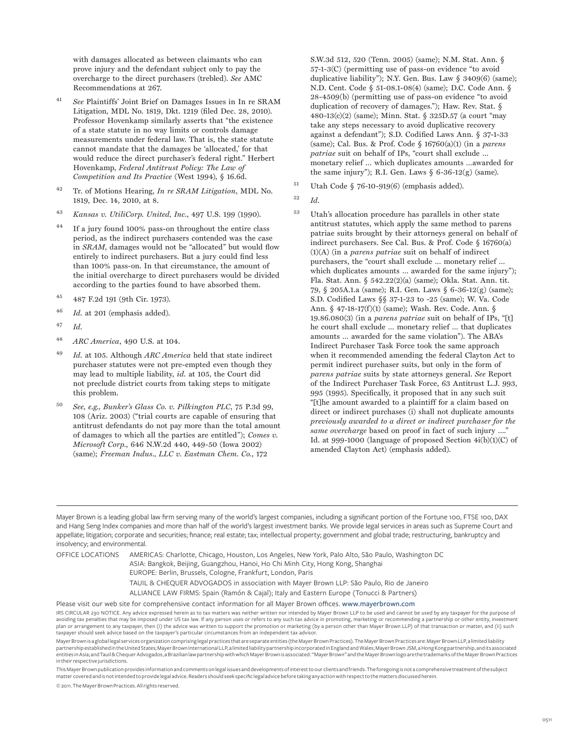with damages allocated as between claimants who can prove injury and the defendant subject only to pay the overcharge to the direct purchasers (trebled). *See* AMC Recommendations at 267.

41 *See* Plaintiffs' Joint Brief on Damages Issues in In re SRAM Litigation, MDL No. 1819, Dkt. 1219 (filed Dec. 28, 2010). Professor Hovenkamp similarly asserts that "the existence of a state statute in no way limits or controls damage measurements under federal law. That is, the state statute cannot mandate that the damages be 'allocated,' for that would reduce the direct purchaser's federal right." Herbert Hovenkamp, *Federal Antitrust Policy: The Law of Competition and Its Practice* (West 1994), § 16.6d.

42 Tr. of Motions Hearing, *In re SRAM Litigation*, MDL No. 1819, Dec. 14, 2010, at 8.

43 *Kansas v. UtiliCorp. United, Inc.*, 497 U.S. 199 (1990).

44 If a jury found 100% pass-on throughout the entire class period, as the indirect purchasers contended was the case in *SRAM*, damages would not be "allocated" but would flow entirely to indirect purchasers. But a jury could find less than 100% pass-on. In that circumstance, the amount of the initial overcharge to direct purchasers would be divided according to the parties found to have absorbed them.

45 487 F.2d 191 (9th Cir. 1973).

46 *Id.* at 201 (emphasis added).

47 *Id.*

48 *ARC America*, 490 U.S. at 104.

49 *Id.* at 105. Although *ARC America* held that state indirect purchaser statutes were not pre-empted even though they may lead to multiple liability, *id.* at 105, the Court did not preclude district courts from taking steps to mitigate this problem.

50 *See, e.g.*, *Bunker's Glass Co. v. Pilkington PLC*, 75 P.3d 99, 108 (Ariz. 2003) ("trial courts are capable of ensuring that antitrust defendants do not pay more than the total amount of damages to which all the parties are entitled"); *Comes v. Microsoft Corp.*, 646 N.W.2d 440, 449-50 (Iowa 2002) (same); *Freeman Indus., LLC v. Eastman Chem. Co.*, 172 S.W.3d 512, 520 (Tenn. 2005) (same); N.M. Stat. Ann. § 57-1-3(C) (permitting use of pass-on evidence "to avoid duplicative liability"); N.Y. Gen. Bus. Law § 3409(6) (same); N.D. Cent. Code § 51-08.1-08(4) (same); D.C. Code Ann. § 28-4509(b) (permitting use of pass-on evidence "to avoid duplication of recovery of damages."); Haw. Rev. Stat. § 480-13(c)(2) (same); Minn. Stat. § 325D.57 (a court "may take any steps necessary to avoid duplicative recovery against a defendant"); S.D. Codified Laws Ann. § 37-1-33 (same); Cal. Bus. & Prof. Code § 16760(a)(1) (in a *parens patriae* suit on behalf of IPs, "court shall exclude … monetary relief … which duplicates amounts …awarded for the same injury"); R.I. Gen. Laws § 6-36-12(g) (same).

51 Utah Code § 76-10-919(6) (emphasis added).

52 *Id.*

53 Utah's allocation procedure has parallels in other state antitrust statutes, which apply the same method to parens patriae suits brought by their attorneys general on behalf of indirect purchasers. See Cal. Bus. & Prof. Code § 16760(a)(1)(A) (in a *parens patriae* suit on behalf of indirect purchasers, the "court shall exclude … monetary relief … which duplicates amounts … awarded for the same injury"); Fla. Stat. Ann. § 542.22(2)(a) (same); Okla. Stat. Ann. tit. 79, § 205A.1.a (same); R.I. Gen. Laws § 6-36-12(g) (same); S.D. Codified Laws §§ 37-1-23 to -25 (same); W. Va. Code Ann. § 47-18-17(f)(1) (same); Wash. Rev. Code. Ann. § 19.86.080(3) (in a *parens patriae* suit on behalf of IPs, "[t]he court shall exclude … monetary relief … that duplicates amounts … awarded for the same violation"). The ABA's Indirect Purchaser Task Force took the same approach when it recommended amending the federal Clayton Act to permit indirect purchaser suits, but only in the form of *parens patriae* suits by state attorneys general. *See* Report of the Indirect Purchaser Task Force, 63 Antitrust L.J. 993, 995 (1995). Specifically, it proposed that in any such suit "[t]he amount awarded to a plaintiff for a claim based on direct or indirect purchases (i) shall not duplicate amounts *previously awarded to a direct or indirect purchaser for the same overcharge* based on proof in fact of such injury …." Id. at 999-1000 (language of proposed Section 4i(b)(1)(C) of amended Clayton Act) (emphasis added).

---

Mayer Brown is a leading global law firm serving many of the world's largest companies, including a significant portion of the Fortune 100, FTSE 100, DAX and Hang Seng Index companies and more than half of the world's largest investment banks. We provide legal services in areas such as Supreme Court and appellate; litigation; corporate and securities; finance; real estate; tax; intellectual property; government and global trade; restructuring, bankruptcy and insolvency; and environmental.

OFFICE LOCATIONS AMERICAS: Charlotte, Chicago, Houston, Los Angeles, New York, Palo Alto, São Paulo, Washington DC
ASIA: Bangkok, Beijing, Guangzhou, Hanoi, Ho Chi Minh City, Hong Kong, Shanghai
EUROPE: Berlin, Brussels, Cologne, Frankfurt, London, Paris
TAUIL & CHEQUER ADVOGADOS in association with Mayer Brown LLP: São Paulo, Rio de Janeiro
ALLIANCE LAW FIRMS: Spain (Ramón & Cajal); Italy and Eastern Europe (Tonucci & Partners)

Please visit our web site for comprehensive contact information for all Mayer Brown offices. www.mayerbrown.com

IRS CIRCULAR 230 NOTICE. Any advice expressed herein as to tax matters was neither written nor intended by Mayer Brown LLP to be used and cannot be used by any taxpayer for the purpose of avoiding tax penalties that may be imposed under US tax law. If any person uses or refers to any such tax advice in promoting, marketing or recommending a partnership or other entity, investment plan or arrangement to any taxpayer, then (i) the advice was written to support the promotion or marketing (by a person other than Mayer Brown LLP) of that transaction or matter, and (ii) such taxpayer should seek advice based on the taxpayer's particular circumstances from an independent tax advisor.

Mayer Brown is a global legal services organization comprising legal practices that are separate entities (the Mayer Brown Practices). The Mayer Brown Practices are: Mayer Brown LLP, a limited liability partnership established in the United States; Mayer Brown International LLP, a limited liability partnership incorporated in England and Wales; Mayer Brown JSM, a Hong Kong partnership, and its associated entities in Asia; and Tauil & Chequer Advogados, a Brazilian law partnership with which Mayer Brown is associated. "Mayer Brown" and the Mayer Brown logo are the trademarks of the Mayer Brown Practices in their respective jurisdictions.

This Mayer Brown publication provides information and comments on legal issues and developments of interest to our clients and friends. The foregoing is not a comprehensive treatment of the subject matter covered and is not intended to provide legal advice. Readers should seek specific legal advice before taking any action with respect to the matters discussed herein.

© 2011. The Mayer Brown Practices. All rights reserved.